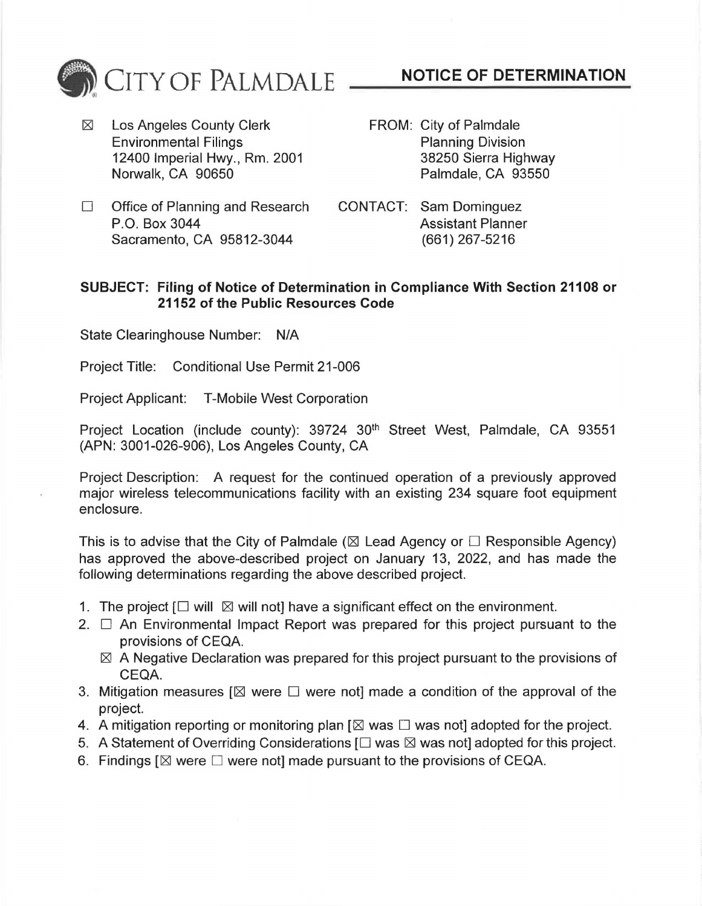# CITY OF PALMDALE

## NOTICE OF DETERMINATION

☒ Los Angeles County Clerk
Environmental Filings
12400 Imperial Hwy., Rm. 2001
Norwalk, CA 90650

☐ Office of Planning and Research
P.O. Box 3044
Sacramento, CA 95812-3044

FROM: City of Palmdale
Planning Division
38250 Sierra Highway
Palmdale, CA 93550

CONTACT: Sam Dominguez
Assistant Planner
(661) 267-5216

**SUBJECT: Filing of Notice of Determination in Compliance With Section 21108 or 21152 of the Public Resources Code**

State Clearinghouse Number: N/A

Project Title: Conditional Use Permit 21-006

Project Applicant: T-Mobile West Corporation

Project Location (include county): 39724 30th Street West, Palmdale, CA 93551 (APN: 3001-026-906), Los Angeles County, CA

Project Description: A request for the continued operation of a previously approved major wireless telecommunications facility with an existing 234 square foot equipment enclosure.

This is to advise that the City of Palmdale (☒ Lead Agency or ☐ Responsible Agency) has approved the above-described project on January 13, 2022, and has made the following determinations regarding the above described project.

1. The project [☐ will ☒ will not] have a significant effect on the environment.
2. ☐ An Environmental Impact Report was prepared for this project pursuant to the provisions of CEQA.
   ☒ A Negative Declaration was prepared for this project pursuant to the provisions of CEQA.
3. Mitigation measures [☒ were ☐ were not] made a condition of the approval of the project.
4. A mitigation reporting or monitoring plan [☒ was ☐ was not] adopted for the project.
5. A Statement of Overriding Considerations [☐ was ☒ was not] adopted for this project.
6. Findings [☒ were ☐ were not] made pursuant to the provisions of CEQA.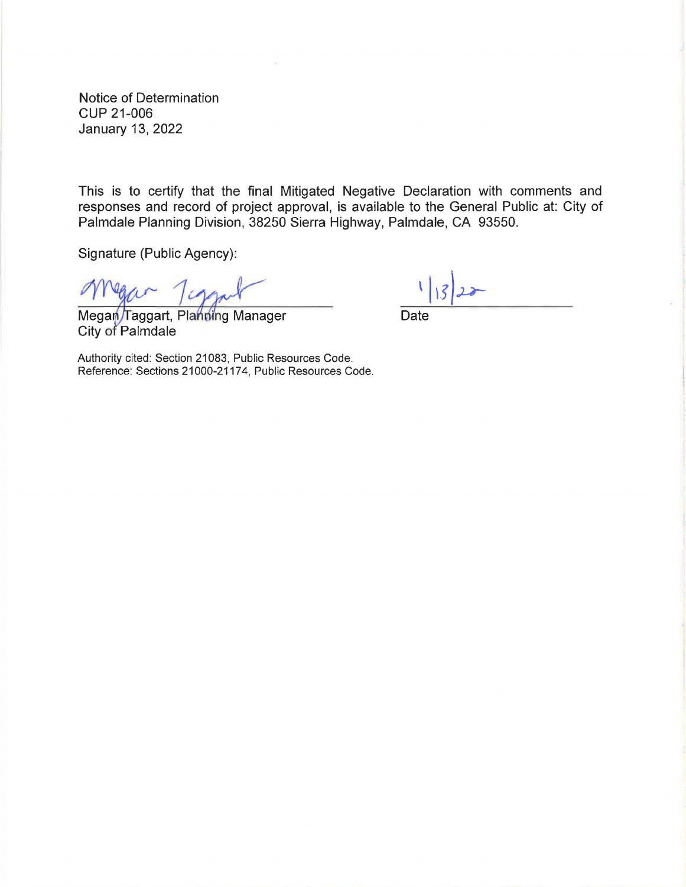Notice of Determination
CUP 21-006
January 13, 2022

This is to certify that the final Mitigated Negative Declaration with comments and responses and record of project approval, is available to the General Public at: City of Palmdale Planning Division, 38250 Sierra Highway, Palmdale, CA 93550.

Signature (Public Agency):

Megan Taggart

Megan Taggart, Planning Manager
City of Palmdale

1/13/22

Date

Authority cited: Section 21083, Public Resources Code.
Reference: Sections 21000-21174, Public Resources Code.